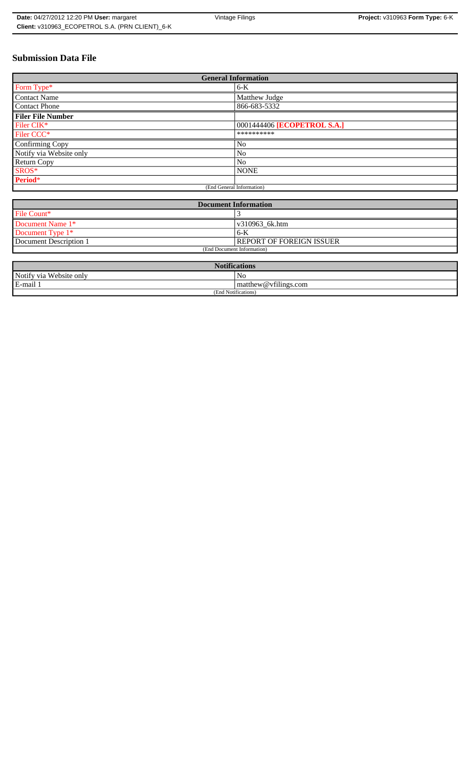# Submission Data File

| General Information | |
|---|---|
| Form Type* | 6-K |
| Contact Name | Matthew Judge |
| Contact Phone | 866-683-5332 |
| **Filer File Number** | |
| Filer CIK* | 0001444406 **[ECOPETROL S.A.]** |
| Filer CCC* | ********** |
| Confirming Copy | No |
| Notify via Website only | No |
| Return Copy | No |
| SROS* | NONE |
| **Period*** | |
| (End General Information) | |

| Document Information | |
|---|---|
| File Count* | 3 |
| Document Name 1* | v310963_6k.htm |
| Document Type 1* | 6-K |
| Document Description 1 | REPORT OF FOREIGN ISSUER |
| (End Document Information) | |

| Notifications | |
|---|---|
| Notify via Website only | No |
| E-mail 1 | matthew@vfilings.com |
| (End Notifications) | |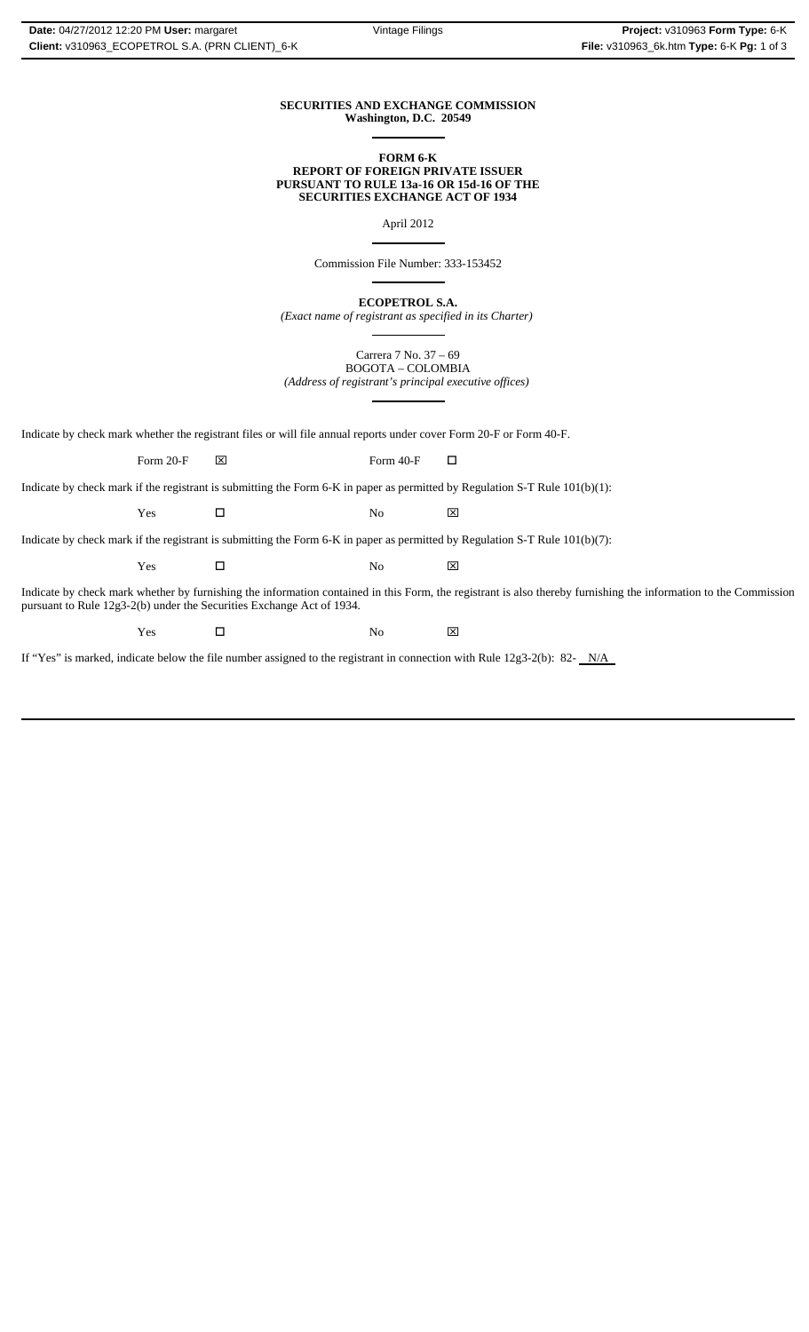**SECURITIES AND EXCHANGE COMMISSION**
**Washington, D.C. 20549**

**FORM 6-K**
**REPORT OF FOREIGN PRIVATE ISSUER**
**PURSUANT TO RULE 13a-16 OR 15d-16 OF THE**
**SECURITIES EXCHANGE ACT OF 1934**

April 2012

Commission File Number: 333-153452

**ECOPETROL S.A.**
*(Exact name of registrant as specified in its Charter)*

Carrera 7 No. 37 – 69
BOGOTA – COLOMBIA
*(Address of registrant's principal executive offices)*

Indicate by check mark whether the registrant files or will file annual reports under cover Form 20-F or Form 40-F.

Form 20-F ☒ Form 40-F ☐

Indicate by check mark if the registrant is submitting the Form 6-K in paper as permitted by Regulation S-T Rule 101(b)(1):

Yes ☐ No ☒

Indicate by check mark if the registrant is submitting the Form 6-K in paper as permitted by Regulation S-T Rule 101(b)(7):

Yes ☐ No ☒

Indicate by check mark whether by furnishing the information contained in this Form, the registrant is also thereby furnishing the information to the Commission pursuant to Rule 12g3-2(b) under the Securities Exchange Act of 1934.

Yes ☐ No ☒

If "Yes" is marked, indicate below the file number assigned to the registrant in connection with Rule 12g3-2(b): 82- N/A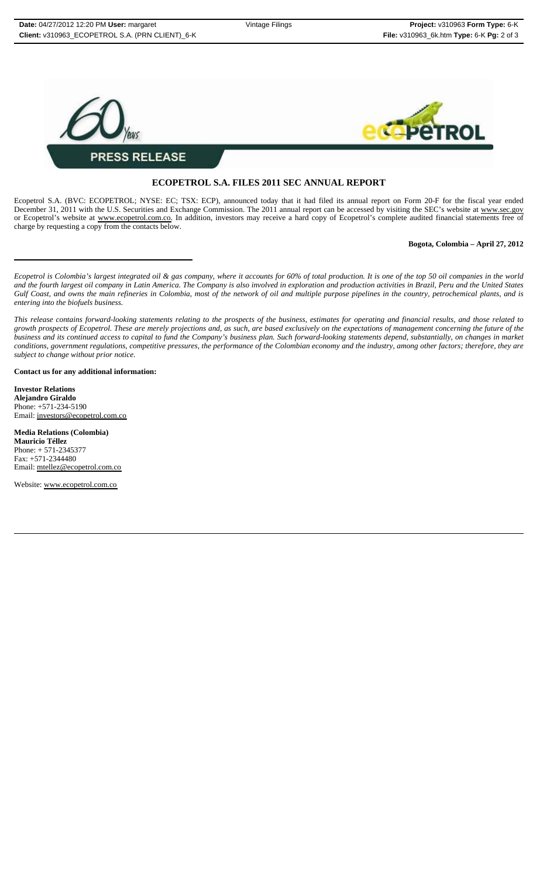# PRESS RELEASE

## ECOPETROL S.A. FILES 2011 SEC ANNUAL REPORT

Ecopetrol S.A. (BVC: ECOPETROL; NYSE: EC; TSX: ECP), announced today that it had filed its annual report on Form 20-F for the fiscal year ended December 31, 2011 with the U.S. Securities and Exchange Commission. The 2011 annual report can be accessed by visiting the SEC's website at www.sec.gov or Ecopetrol's website at www.ecopetrol.com.co. In addition, investors may receive a hard copy of Ecopetrol's complete audited financial statements free of charge by requesting a copy from the contacts below.

**Bogota, Colombia – April 27, 2012**

---

*Ecopetrol is Colombia's largest integrated oil & gas company, where it accounts for 60% of total production. It is one of the top 50 oil companies in the world and the fourth largest oil company in Latin America. The Company is also involved in exploration and production activities in Brazil, Peru and the United States Gulf Coast, and owns the main refineries in Colombia, most of the network of oil and multiple purpose pipelines in the country, petrochemical plants, and is entering into the biofuels business.*

*This release contains forward-looking statements relating to the prospects of the business, estimates for operating and financial results, and those related to growth prospects of Ecopetrol. These are merely projections and, as such, are based exclusively on the expectations of management concerning the future of the business and its continued access to capital to fund the Company's business plan. Such forward-looking statements depend, substantially, on changes in market conditions, government regulations, competitive pressures, the performance of the Colombian economy and the industry, among other factors; therefore, they are subject to change without prior notice.*

**Contact us for any additional information:**

**Investor Relations**
**Alejandro Giraldo**
Phone: +571-234-5190
Email: investors@ecopetrol.com.co

**Media Relations (Colombia)**
**Mauricio Téllez**
Phone: + 571-2345377
Fax: +571-2344480
Email: mtellez@ecopetrol.com.co

Website: www.ecopetrol.com.co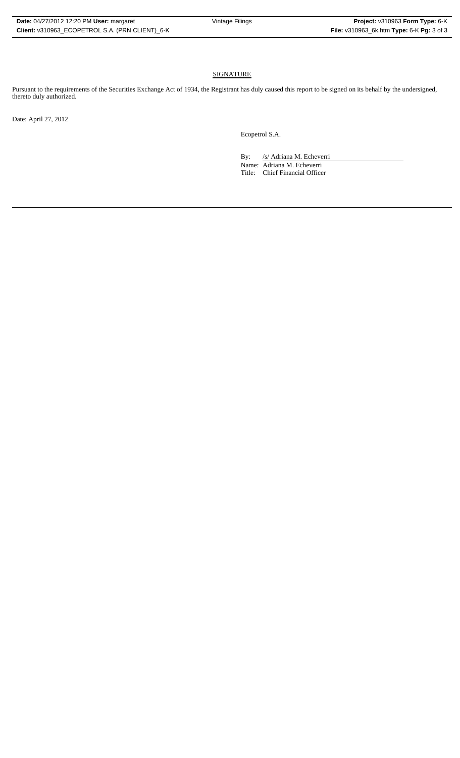## SIGNATURE

Pursuant to the requirements of the Securities Exchange Act of 1934, the Registrant has duly caused this report to be signed on its behalf by the undersigned, thereto duly authorized.

Date: April 27, 2012

Ecopetrol S.A.

By: /s/ Adriana M. Echeverri

Name: Adriana M. Echeverri

Title: Chief Financial Officer